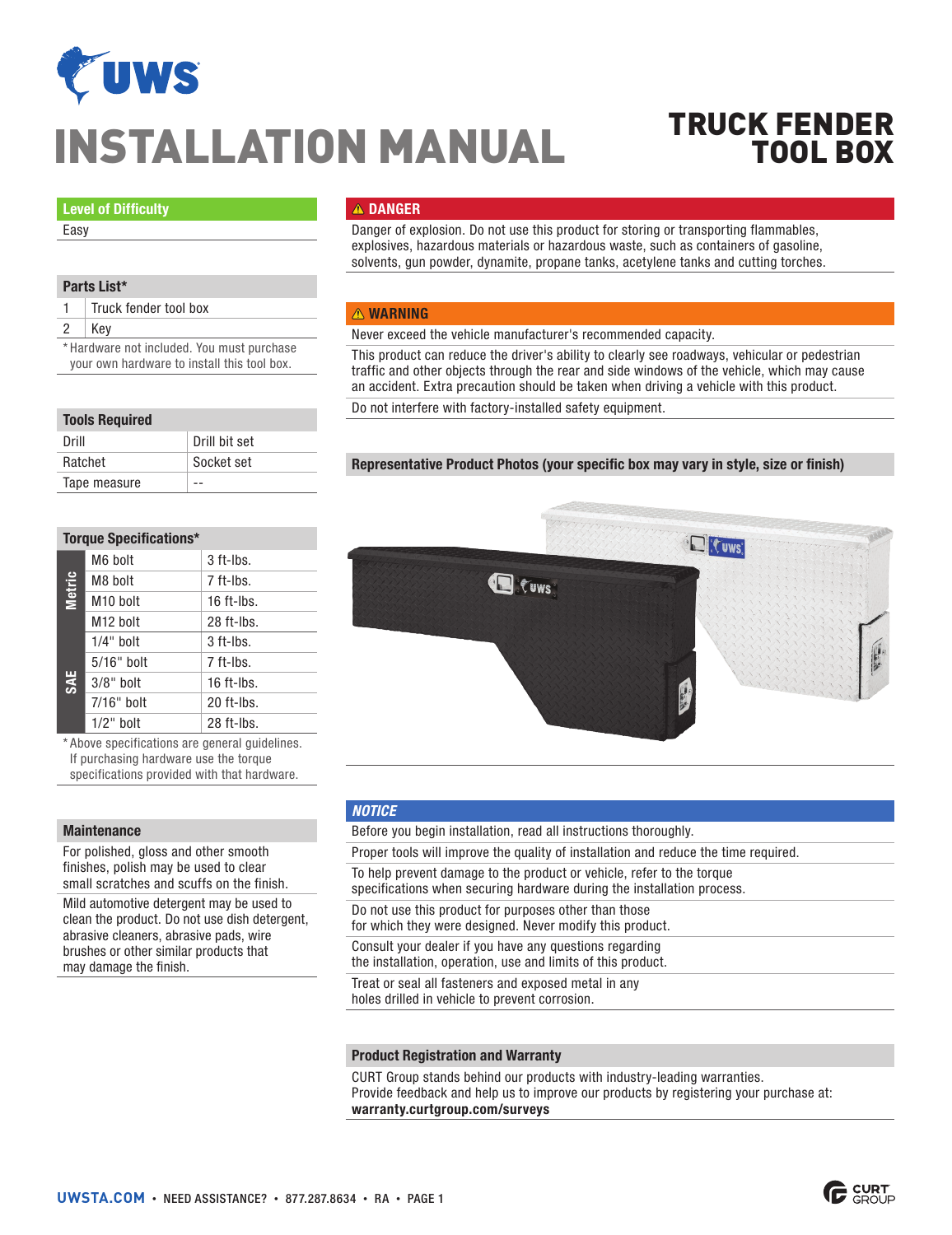# INSTALLATION MANUAL

## TRUCK FENDER TOOL BOX

### Level of Difficulty

Easy

### Parts List*

| | |
|---|---|
| 1 | Truck fender tool box |
| 2 | Key |

*Hardware not included. You must purchase your own hardware to install this tool box.

### Tools Required

| | |
|---|---|
| Drill | Drill bit set |
| Ratchet | Socket set |
| Tape measure | -- |

### Torque Specifications*

| | | |
|---|---|---|
| Metric | M6 bolt | 3 ft-lbs. |
| | M8 bolt | 7 ft-lbs. |
| | M10 bolt | 16 ft-lbs. |
| | M12 bolt | 28 ft-lbs. |
| SAE | 1/4" bolt | 3 ft-lbs. |
| | 5/16" bolt | 7 ft-lbs. |
| | 3/8" bolt | 16 ft-lbs. |
| | 7/16" bolt | 20 ft-lbs. |
| | 1/2" bolt | 28 ft-lbs. |

*Above specifications are general guidelines. If purchasing hardware use the torque specifications provided with that hardware.

### Maintenance

For polished, gloss and other smooth finishes, polish may be used to clear small scratches and scuffs on the finish.

Mild automotive detergent may be used to clean the product. Do not use dish detergent, abrasive cleaners, abrasive pads, wire brushes or other similar products that may damage the finish.

### ⚠ DANGER

Danger of explosion. Do not use this product for storing or transporting flammables, explosives, hazardous materials or hazardous waste, such as containers of gasoline, solvents, gun powder, dynamite, propane tanks, acetylene tanks and cutting torches.

### ⚠ WARNING

Never exceed the vehicle manufacturer's recommended capacity.

This product can reduce the driver's ability to clearly see roadways, vehicular or pedestrian traffic and other objects through the rear and side windows of the vehicle, which may cause an accident. Extra precaution should be taken when driving a vehicle with this product.

Do not interfere with factory-installed safety equipment.

### Representative Product Photos (your specific box may vary in style, size or finish)

### *NOTICE*

Before you begin installation, read all instructions thoroughly.

Proper tools will improve the quality of installation and reduce the time required.

To help prevent damage to the product or vehicle, refer to the torque specifications when securing hardware during the installation process.

Do not use this product for purposes other than those for which they were designed. Never modify this product.

Consult your dealer if you have any questions regarding the installation, operation, use and limits of this product.

Treat or seal all fasteners and exposed metal in any holes drilled in vehicle to prevent corrosion.

### Product Registration and Warranty

CURT Group stands behind our products with industry-leading warranties.
Provide feedback and help us to improve our products by registering your purchase at:
**warranty.curtgroup.com/surveys**

UWSTA.COM • NEED ASSISTANCE? • 877.287.8634 • RA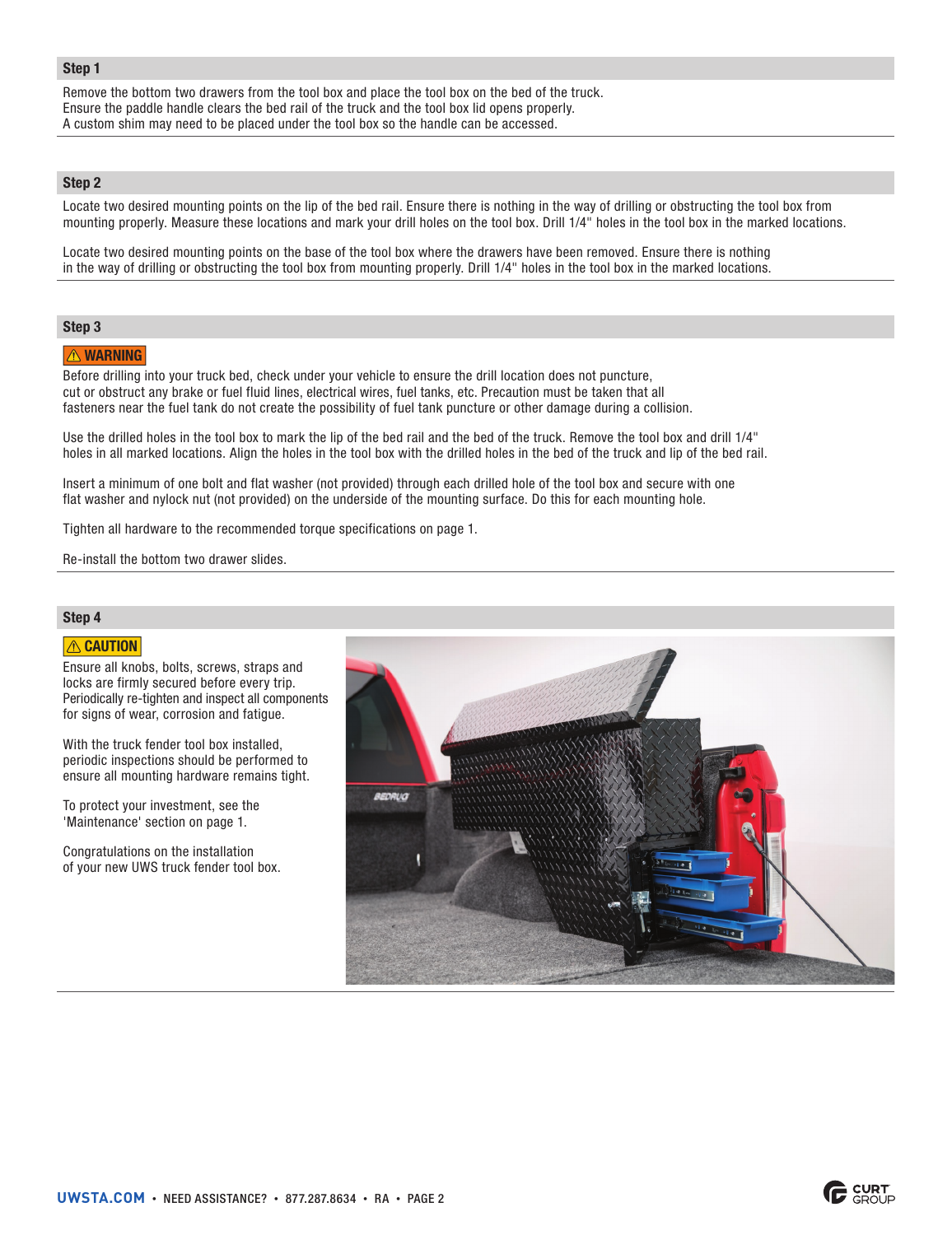## Step 1

Remove the bottom two drawers from the tool box and place the tool box on the bed of the truck.
Ensure the paddle handle clears the bed rail of the truck and the tool box lid opens properly.
A custom shim may need to be placed under the tool box so the handle can be accessed.

## Step 2

Locate two desired mounting points on the lip of the bed rail. Ensure there is nothing in the way of drilling or obstructing the tool box from mounting properly. Measure these locations and mark your drill holes on the tool box. Drill 1/4" holes in the tool box in the marked locations.

Locate two desired mounting points on the base of the tool box where the drawers have been removed. Ensure there is nothing in the way of drilling or obstructing the tool box from mounting properly. Drill 1/4" holes in the tool box in the marked locations.

## Step 3

**⚠ WARNING**

Before drilling into your truck bed, check under your vehicle to ensure the drill location does not puncture, cut or obstruct any brake or fuel fluid lines, electrical wires, fuel tanks, etc. Precaution must be taken that all fasteners near the fuel tank do not create the possibility of fuel tank puncture or other damage during a collision.

Use the drilled holes in the tool box to mark the lip of the bed rail and the bed of the truck. Remove the tool box and drill 1/4" holes in all marked locations. Align the holes in the tool box with the drilled holes in the bed of the truck and lip of the bed rail.

Insert a minimum of one bolt and flat washer (not provided) through each drilled hole of the tool box and secure with one flat washer and nylock nut (not provided) on the underside of the mounting surface. Do this for each mounting hole.

Tighten all hardware to the recommended torque specifications on page 1.

Re-install the bottom two drawer slides.

## Step 4

**⚠ CAUTION**

Ensure all knobs, bolts, screws, straps and locks are firmly secured before every trip. Periodically re-tighten and inspect all components for signs of wear, corrosion and fatigue.

With the truck fender tool box installed, periodic inspections should be performed to ensure all mounting hardware remains tight.

To protect your investment, see the 'Maintenance' section on page 1.

Congratulations on the installation of your new UWS truck fender tool box.

**UWSTA.COM** • NEED ASSISTANCE? • 877.287.8634 • RA